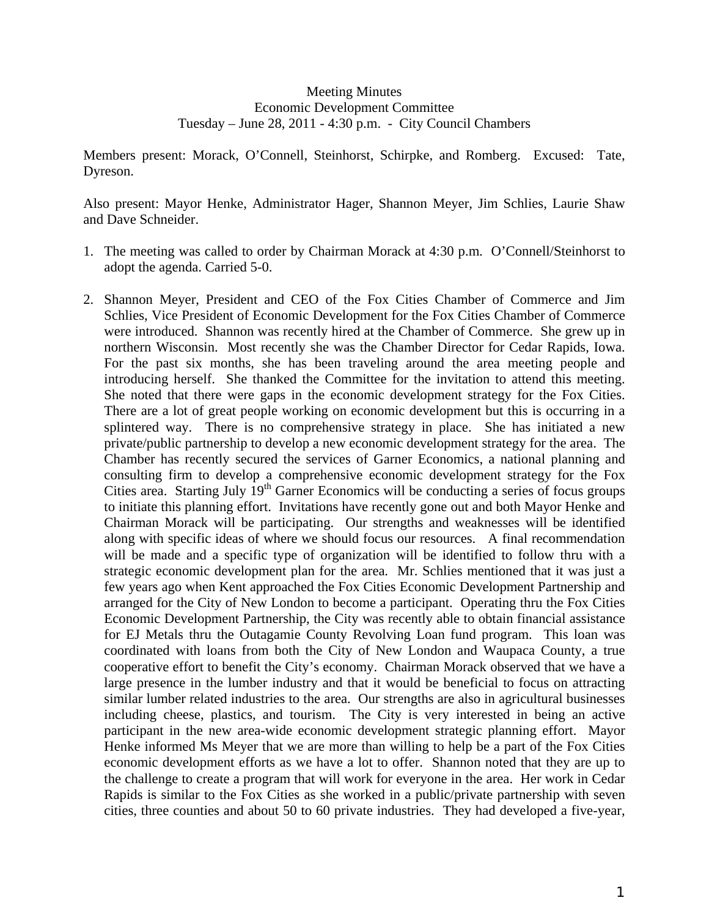Meeting Minutes
Economic Development Committee
Tuesday – June 28, 2011 - 4:30 p.m. - City Council Chambers

Members present: Morack, O'Connell, Steinhorst, Schirpke, and Romberg. Excused: Tate, Dyreson.

Also present: Mayor Henke, Administrator Hager, Shannon Meyer, Jim Schlies, Laurie Shaw and Dave Schneider.

1. The meeting was called to order by Chairman Morack at 4:30 p.m. O'Connell/Steinhorst to adopt the agenda. Carried 5-0.

2. Shannon Meyer, President and CEO of the Fox Cities Chamber of Commerce and Jim Schlies, Vice President of Economic Development for the Fox Cities Chamber of Commerce were introduced. Shannon was recently hired at the Chamber of Commerce. She grew up in northern Wisconsin. Most recently she was the Chamber Director for Cedar Rapids, Iowa. For the past six months, she has been traveling around the area meeting people and introducing herself. She thanked the Committee for the invitation to attend this meeting. She noted that there were gaps in the economic development strategy for the Fox Cities. There are a lot of great people working on economic development but this is occurring in a splintered way. There is no comprehensive strategy in place. She has initiated a new private/public partnership to develop a new economic development strategy for the area. The Chamber has recently secured the services of Garner Economics, a national planning and consulting firm to develop a comprehensive economic development strategy for the Fox Cities area. Starting July 19th Garner Economics will be conducting a series of focus groups to initiate this planning effort. Invitations have recently gone out and both Mayor Henke and Chairman Morack will be participating. Our strengths and weaknesses will be identified along with specific ideas of where we should focus our resources. A final recommendation will be made and a specific type of organization will be identified to follow thru with a strategic economic development plan for the area. Mr. Schlies mentioned that it was just a few years ago when Kent approached the Fox Cities Economic Development Partnership and arranged for the City of New London to become a participant. Operating thru the Fox Cities Economic Development Partnership, the City was recently able to obtain financial assistance for EJ Metals thru the Outagamie County Revolving Loan fund program. This loan was coordinated with loans from both the City of New London and Waupaca County, a true cooperative effort to benefit the City's economy. Chairman Morack observed that we have a large presence in the lumber industry and that it would be beneficial to focus on attracting similar lumber related industries to the area. Our strengths are also in agricultural businesses including cheese, plastics, and tourism. The City is very interested in being an active participant in the new area-wide economic development strategic planning effort. Mayor Henke informed Ms Meyer that we are more than willing to help be a part of the Fox Cities economic development efforts as we have a lot to offer. Shannon noted that they are up to the challenge to create a program that will work for everyone in the area. Her work in Cedar Rapids is similar to the Fox Cities as she worked in a public/private partnership with seven cities, three counties and about 50 to 60 private industries. They had developed a five-year,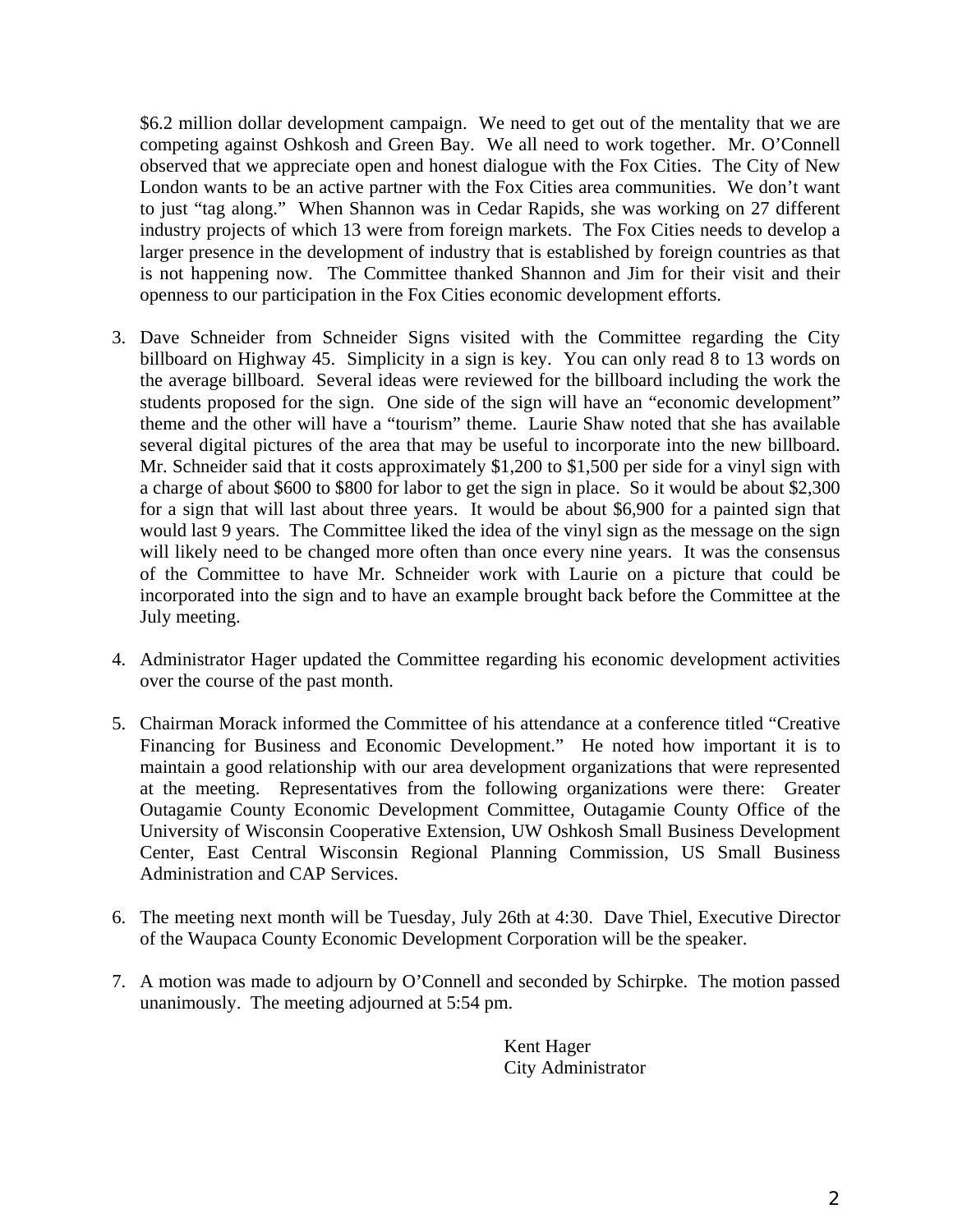$6.2 million dollar development campaign. We need to get out of the mentality that we are competing against Oshkosh and Green Bay. We all need to work together. Mr. O'Connell observed that we appreciate open and honest dialogue with the Fox Cities. The City of New London wants to be an active partner with the Fox Cities area communities. We don't want to just "tag along." When Shannon was in Cedar Rapids, she was working on 27 different industry projects of which 13 were from foreign markets. The Fox Cities needs to develop a larger presence in the development of industry that is established by foreign countries as that is not happening now. The Committee thanked Shannon and Jim for their visit and their openness to our participation in the Fox Cities economic development efforts.

3. Dave Schneider from Schneider Signs visited with the Committee regarding the City billboard on Highway 45. Simplicity in a sign is key. You can only read 8 to 13 words on the average billboard. Several ideas were reviewed for the billboard including the work the students proposed for the sign. One side of the sign will have an "economic development" theme and the other will have a "tourism" theme. Laurie Shaw noted that she has available several digital pictures of the area that may be useful to incorporate into the new billboard. Mr. Schneider said that it costs approximately $1,200 to $1,500 per side for a vinyl sign with a charge of about $600 to $800 for labor to get the sign in place. So it would be about $2,300 for a sign that will last about three years. It would be about $6,900 for a painted sign that would last 9 years. The Committee liked the idea of the vinyl sign as the message on the sign will likely need to be changed more often than once every nine years. It was the consensus of the Committee to have Mr. Schneider work with Laurie on a picture that could be incorporated into the sign and to have an example brought back before the Committee at the July meeting.

4. Administrator Hager updated the Committee regarding his economic development activities over the course of the past month.

5. Chairman Morack informed the Committee of his attendance at a conference titled "Creative Financing for Business and Economic Development." He noted how important it is to maintain a good relationship with our area development organizations that were represented at the meeting. Representatives from the following organizations were there: Greater Outagamie County Economic Development Committee, Outagamie County Office of the University of Wisconsin Cooperative Extension, UW Oshkosh Small Business Development Center, East Central Wisconsin Regional Planning Commission, US Small Business Administration and CAP Services.

6. The meeting next month will be Tuesday, July 26th at 4:30. Dave Thiel, Executive Director of the Waupaca County Economic Development Corporation will be the speaker.

7. A motion was made to adjourn by O'Connell and seconded by Schirpke. The motion passed unanimously. The meeting adjourned at 5:54 pm.

Kent Hager
City Administrator